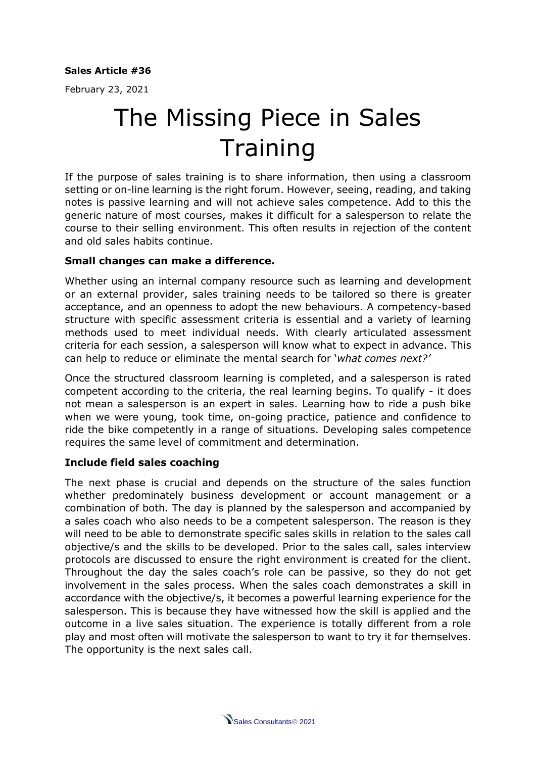**Sales Article #36**

February 23, 2021

# The Missing Piece in Sales Training

If the purpose of sales training is to share information, then using a classroom setting or on-line learning is the right forum. However, seeing, reading, and taking notes is passive learning and will not achieve sales competence. Add to this the generic nature of most courses, makes it difficult for a salesperson to relate the course to their selling environment. This often results in rejection of the content and old sales habits continue.

**Small changes can make a difference.**

Whether using an internal company resource such as learning and development or an external provider, sales training needs to be tailored so there is greater acceptance, and an openness to adopt the new behaviours. A competency-based structure with specific assessment criteria is essential and a variety of learning methods used to meet individual needs. With clearly articulated assessment criteria for each session, a salesperson will know what to expect in advance. This can help to reduce or eliminate the mental search for '*what comes next?'*

Once the structured classroom learning is completed, and a salesperson is rated competent according to the criteria, the real learning begins. To qualify - it does not mean a salesperson is an expert in sales. Learning how to ride a push bike when we were young, took time, on-going practice, patience and confidence to ride the bike competently in a range of situations. Developing sales competence requires the same level of commitment and determination.

**Include field sales coaching**

The next phase is crucial and depends on the structure of the sales function whether predominately business development or account management or a combination of both. The day is planned by the salesperson and accompanied by a sales coach who also needs to be a competent salesperson. The reason is they will need to be able to demonstrate specific sales skills in relation to the sales call objective/s and the skills to be developed. Prior to the sales call, sales interview protocols are discussed to ensure the right environment is created for the client. Throughout the day the sales coach's role can be passive, so they do not get involvement in the sales process. When the sales coach demonstrates a skill in accordance with the objective/s, it becomes a powerful learning experience for the salesperson. This is because they have witnessed how the skill is applied and the outcome in a live sales situation. The experience is totally different from a role play and most often will motivate the salesperson to want to try it for themselves. The opportunity is the next sales call.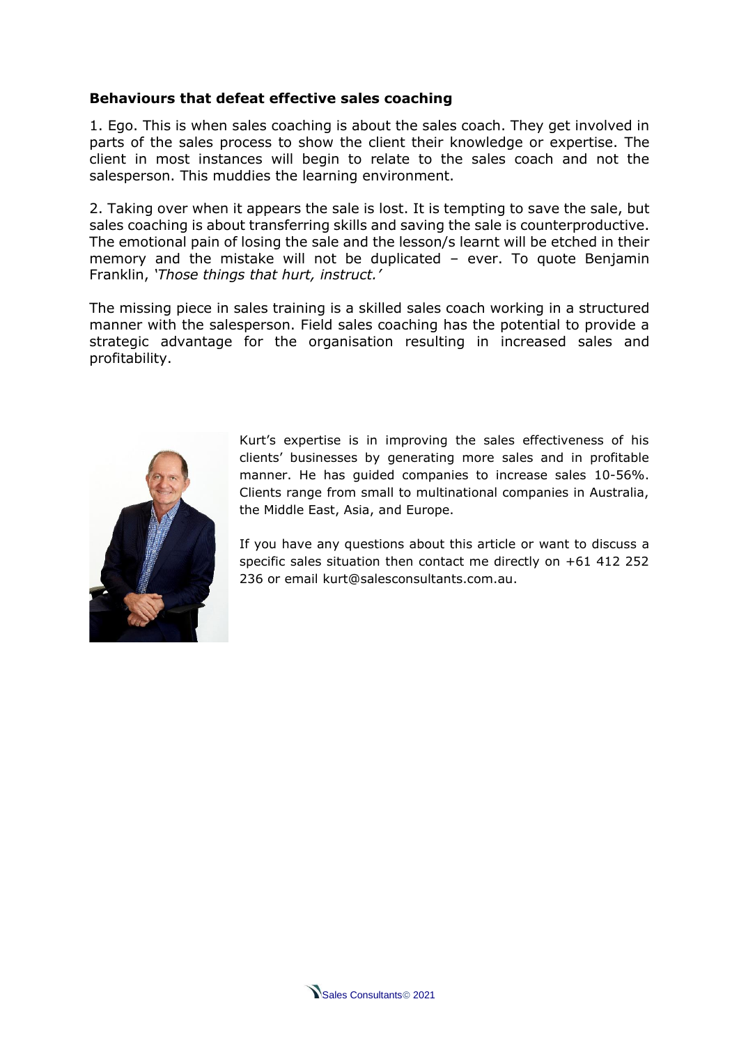**Behaviours that defeat effective sales coaching**

1. Ego. This is when sales coaching is about the sales coach. They get involved in parts of the sales process to show the client their knowledge or expertise. The client in most instances will begin to relate to the sales coach and not the salesperson. This muddies the learning environment.

2. Taking over when it appears the sale is lost. It is tempting to save the sale, but sales coaching is about transferring skills and saving the sale is counterproductive. The emotional pain of losing the sale and the lesson/s learnt will be etched in their memory and the mistake will not be duplicated – ever. To quote Benjamin Franklin, *'Those things that hurt, instruct.'*

The missing piece in sales training is a skilled sales coach working in a structured manner with the salesperson. Field sales coaching has the potential to provide a strategic advantage for the organisation resulting in increased sales and profitability.

Kurt's expertise is in improving the sales effectiveness of his clients' businesses by generating more sales and in profitable manner. He has guided companies to increase sales 10-56%. Clients range from small to multinational companies in Australia, the Middle East, Asia, and Europe.

If you have any questions about this article or want to discuss a specific sales situation then contact me directly on +61 412 252 236 or email kurt@salesconsultants.com.au.